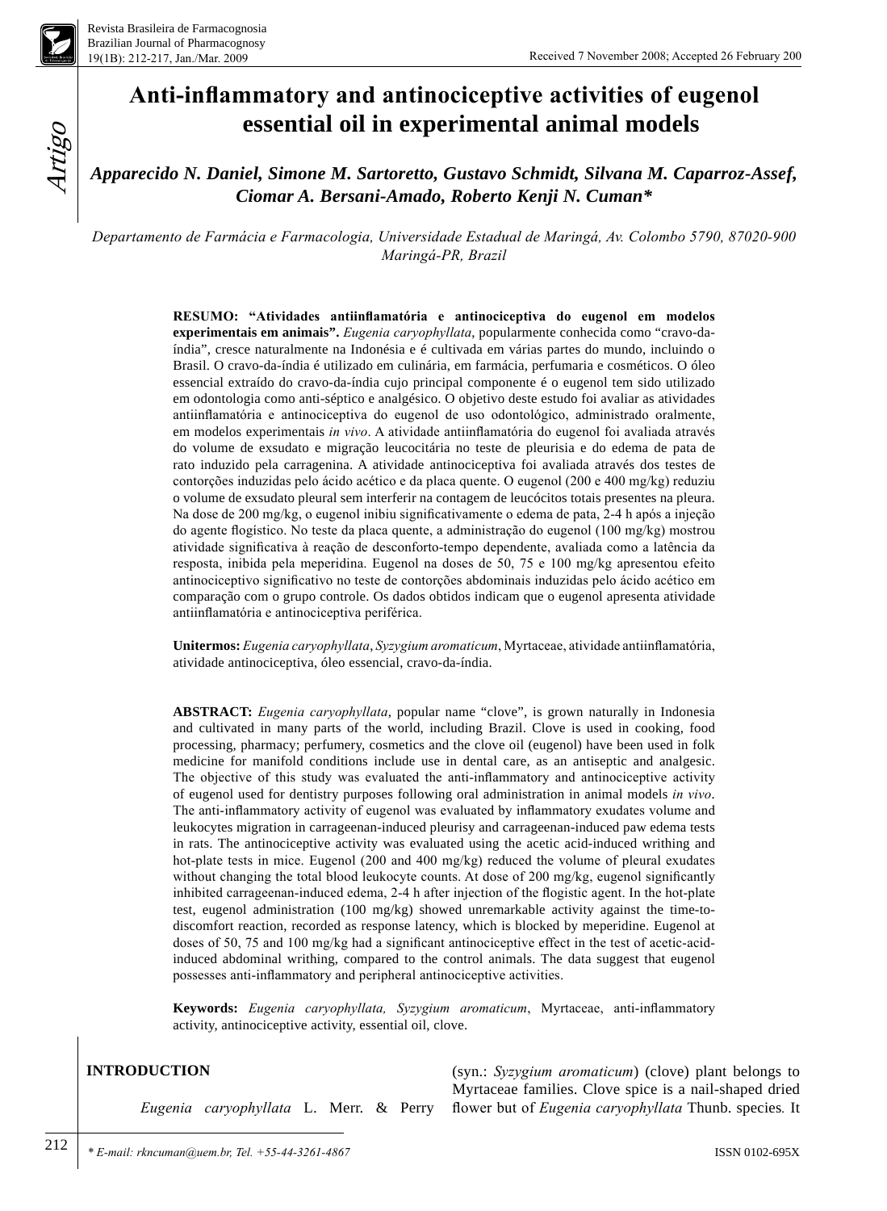Received 7 November 2008; Accepted 26 February 200

Artigo

# Anti-inflammatory and antinociceptive activities of eugenol essential oil in experimental animal models

***Apparecido N. Daniel, Simone M. Sartoretto, Gustavo Schmidt, Silvana M. Caparroz-Assef, Ciomar A. Bersani-Amado, Roberto Kenji N. Cuman****

*Departamento de Farmácia e Farmacologia, Universidade Estadual de Maringá, Av. Colombo 5790, 87020-900 Maringá-PR, Brazil*

**RESUMO: "Atividades antiinflamatória e antinociceptiva do eugenol em modelos experimentais em animais".** *Eugenia caryophyllata*, popularmente conhecida como "cravo-da-índia", cresce naturalmente na Indonésia e é cultivada em várias partes do mundo, incluindo o Brasil. O cravo-da-índia é utilizado em culinária, em farmácia, perfumaria e cosméticos. O óleo essencial extraído do cravo-da-índia cujo principal componente é o eugenol tem sido utilizado em odontologia como anti-séptico e analgésico. O objetivo deste estudo foi avaliar as atividades antiinflamatória e antinociceptiva do eugenol de uso odontológico, administrado oralmente, em modelos experimentais *in vivo*. A atividade antiinflamatória do eugenol foi avaliada através do volume de exsudato e migração leucocitária no teste de pleurisia e do edema de pata de rato induzido pela carragenina. A atividade antinociceptiva foi avaliada através dos testes de contorções induzidas pelo ácido acético e da placa quente. O eugenol (200 e 400 mg/kg) reduziu o volume de exsudato pleural sem interferir na contagem de leucócitos totais presentes na pleura. Na dose de 200 mg/kg, o eugenol inibiu significativamente o edema de pata, 2-4 h após a injeção do agente flogístico. No teste da placa quente, a administração do eugenol (100 mg/kg) mostrou atividade significativa à reação de desconforto-tempo dependente, avaliada como a latência da resposta, inibida pela meperidina. Eugenol na doses de 50, 75 e 100 mg/kg apresentou efeito antinociceptivo significativo no teste de contorções abdominais induzidas pelo ácido acético em comparação com o grupo controle. Os dados obtidos indicam que o eugenol apresenta atividade antiinflamatória e antinociceptiva periférica.

**Unitermos:** *Eugenia caryophyllata*, *Syzygium aromaticum*, Myrtaceae, atividade antiinflamatória, atividade antinociceptiva, óleo essencial, cravo-da-índia.

**ABSTRACT:** *Eugenia caryophyllata*, popular name "clove", is grown naturally in Indonesia and cultivated in many parts of the world, including Brazil. Clove is used in cooking, food processing, pharmacy; perfumery, cosmetics and the clove oil (eugenol) have been used in folk medicine for manifold conditions include use in dental care, as an antiseptic and analgesic. The objective of this study was evaluated the anti-inflammatory and antinociceptive activity of eugenol used for dentistry purposes following oral administration in animal models *in vivo*. The anti-inflammatory activity of eugenol was evaluated by inflammatory exudates volume and leukocytes migration in carrageenan-induced pleurisy and carrageenan-induced paw edema tests in rats. The antinociceptive activity was evaluated using the acetic acid-induced writhing and hot-plate tests in mice. Eugenol (200 and 400 mg/kg) reduced the volume of pleural exudates without changing the total blood leukocyte counts. At dose of 200 mg/kg, eugenol significantly inhibited carrageenan-induced edema, 2-4 h after injection of the flogistic agent. In the hot-plate test, eugenol administration (100 mg/kg) showed unremarkable activity against the time-to-discomfort reaction, recorded as response latency, which is blocked by meperidine. Eugenol at doses of 50, 75 and 100 mg/kg had a significant antinociceptive effect in the test of acetic-acid-induced abdominal writhing, compared to the control animals. The data suggest that eugenol possesses anti-inflammatory and peripheral antinociceptive activities.

**Keywords:** *Eugenia caryophyllata, Syzygium aromaticum*, Myrtaceae, anti-inflammatory activity, antinociceptive activity, essential oil, clove.

## INTRODUCTION

*Eugenia caryophyllata* L. Merr. & Perry (syn.: *Syzygium aromaticum*) (clove) plant belongs to Myrtaceae families. Clove spice is a nail-shaped dried flower but of *Eugenia caryophyllata* Thunb. species. It

\* *E-mail: rkncuman@uem.br, Tel. +55-44-3261-4867*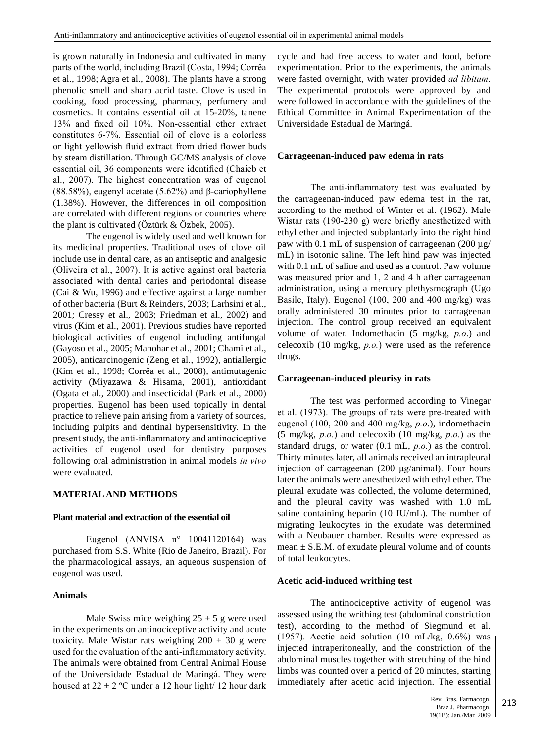is grown naturally in Indonesia and cultivated in many parts of the world, including Brazil (Costa, 1994; Corrêa et al., 1998; Agra et al., 2008). The plants have a strong phenolic smell and sharp acrid taste. Clove is used in cooking, food processing, pharmacy, perfumery and cosmetics. It contains essential oil at 15-20%, tanene 13% and fixed oil 10%. Non-essential ether extract constitutes 6-7%. Essential oil of clove is a colorless or light yellowish fluid extract from dried flower buds by steam distillation. Through GC/MS analysis of clove essential oil, 36 components were identified (Chaieb et al., 2007). The highest concentration was of eugenol (88.58%), eugenyl acetate (5.62%) and β-cariophyllene (1.38%). However, the differences in oil composition are correlated with different regions or countries where the plant is cultivated (Öztürk & Özbek, 2005).

The eugenol is widely used and well known for its medicinal properties. Traditional uses of clove oil include use in dental care, as an antiseptic and analgesic (Oliveira et al., 2007). It is active against oral bacteria associated with dental caries and periodontal disease (Cai & Wu, 1996) and effective against a large number of other bacteria (Burt & Reinders, 2003; Larhsini et al., 2001; Cressy et al., 2003; Friedman et al., 2002) and virus (Kim et al., 2001). Previous studies have reported biological activities of eugenol including antifungal (Gayoso et al., 2005; Manohar et al., 2001; Chami et al., 2005), anticarcinogenic (Zeng et al., 1992), antiallergic (Kim et al., 1998; Corrêa et al., 2008), antimutagenic activity (Miyazawa & Hisama, 2001), antioxidant (Ogata et al., 2000) and insecticidal (Park et al., 2000) properties. Eugenol has been used topically in dental practice to relieve pain arising from a variety of sources, including pulpits and dentinal hypersensitivity. In the present study, the anti-inflammatory and antinociceptive activities of eugenol used for dentistry purposes following oral administration in animal models *in vivo* were evaluated.

## MATERIAL AND METHODS

### Plant material and extraction of the essential oil

Eugenol (ANVISA n° 10041120164) was purchased from S.S. White (Rio de Janeiro, Brazil). For the pharmacological assays, an aqueous suspension of eugenol was used.

### Animals

Male Swiss mice weighing $25 \pm 5$ g were used in the experiments on antinociceptive activity and acute toxicity. Male Wistar rats weighing $200 \pm 30$ g were used for the evaluation of the anti-inflammatory activity. The animals were obtained from Central Animal House of the Universidade Estadual de Maringá. They were housed at $22 \pm 2$ ºC under a 12 hour light/ 12 hour dark cycle and had free access to water and food, before experimentation. Prior to the experiments, the animals were fasted overnight, with water provided *ad libitum*. The experimental protocols were approved by and were followed in accordance with the guidelines of the Ethical Committee in Animal Experimentation of the Universidade Estadual de Maringá.

### Carrageenan-induced paw edema in rats

The anti-inflammatory test was evaluated by the carrageenan-induced paw edema test in the rat, according to the method of Winter et al. (1962). Male Wistar rats (190-230 g) were briefly anesthetized with ethyl ether and injected subplantarly into the right hind paw with 0.1 mL of suspension of carrageenan (200 µg/mL) in isotonic saline. The left hind paw was injected with 0.1 mL of saline and used as a control. Paw volume was measured prior and 1, 2 and 4 h after carrageenan administration, using a mercury plethysmograph (Ugo Basile, Italy). Eugenol (100, 200 and 400 mg/kg) was orally administered 30 minutes prior to carrageenan injection. The control group received an equivalent volume of water. Indomethacin (5 mg/kg, *p.o.*) and celecoxib (10 mg/kg, *p.o.*) were used as the reference drugs.

### Carrageenan-induced pleurisy in rats

The test was performed according to Vinegar et al. (1973). The groups of rats were pre-treated with eugenol (100, 200 and 400 mg/kg, *p.o.*), indomethacin (5 mg/kg, *p.o.*) and celecoxib (10 mg/kg, *p.o.*) as the standard drugs, or water (0.1 mL, *p.o.*) as the control. Thirty minutes later, all animals received an intrapleural injection of carrageenan (200 µg/animal). Four hours later the animals were anesthetized with ethyl ether. The pleural exudate was collected, the volume determined, and the pleural cavity was washed with 1.0 mL saline containing heparin (10 IU/mL). The number of migrating leukocytes in the exudate was determined with a Neubauer chamber. Results were expressed as mean ± S.E.M. of exudate pleural volume and of counts of total leukocytes.

### Acetic acid-induced writhing test

The antinociceptive activity of eugenol was assessed using the writhing test (abdominal constriction test), according to the method of Siegmund et al. (1957). Acetic acid solution (10 mL/kg, 0.6%) was injected intraperitoneally, and the constriction of the abdominal muscles together with stretching of the hind limbs was counted over a period of 20 minutes, starting immediately after acetic acid injection. The essential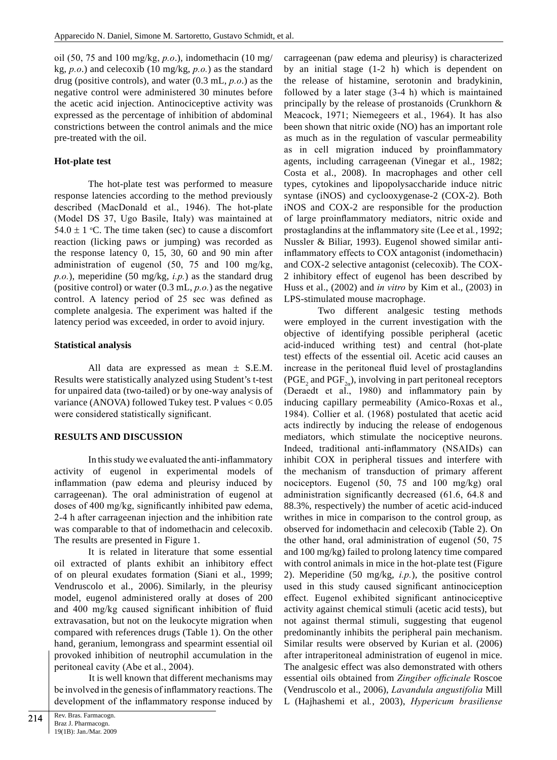oil (50, 75 and 100 mg/kg, *p.o*.), indomethacin (10 mg/kg, *p.o*.) and celecoxib (10 mg/kg, *p.o.*) as the standard drug (positive controls), and water (0.3 mL, *p.o*.) as the negative control were administered 30 minutes before the acetic acid injection. Antinociceptive activity was expressed as the percentage of inhibition of abdominal constrictions between the control animals and the mice pre-treated with the oil.

**Hot-plate test**

The hot-plate test was performed to measure response latencies according to the method previously described (MacDonald et al., 1946). The hot-plate (Model DS 37, Ugo Basile, Italy) was maintained at $54.0 \pm 1$ °C. The time taken (sec) to cause a discomfort reaction (licking paws or jumping) was recorded as the response latency 0, 15, 30, 60 and 90 min after administration of eugenol (50, 75 and 100 mg/kg, *p.o.*), meperidine (50 mg/kg, *i.p.*) as the standard drug (positive control) or water (0.3 mL, *p.o.*) as the negative control. A latency period of 25 sec was defined as complete analgesia. The experiment was halted if the latency period was exceeded, in order to avoid injury.

**Statistical analysis**

All data are expressed as mean ± S.E.M. Results were statistically analyzed using Student's t-test for unpaired data (two-tailed) or by one-way analysis of variance (ANOVA) followed Tukey test. P values < 0.05 were considered statistically significant.

**RESULTS AND DISCUSSION**

In this study we evaluated the anti-inflammatory activity of eugenol in experimental models of inflammation (paw edema and pleurisy induced by carrageenan). The oral administration of eugenol at doses of 400 mg/kg, significantly inhibited paw edema, 2-4 h after carrageenan injection and the inhibition rate was comparable to that of indomethacin and celecoxib. The results are presented in Figure 1.

It is related in literature that some essential oil extracted of plants exhibit an inhibitory effect of on pleural exudates formation (Siani et al., 1999; Vendruscolo et al., 2006). Similarly, in the pleurisy model, eugenol administered orally at doses of 200 and 400 mg/kg caused significant inhibition of fluid extravasation, but not on the leukocyte migration when compared with references drugs (Table 1). On the other hand, geranium, lemongrass and spearmint essential oil provoked inhibition of neutrophil accumulation in the peritoneal cavity (Abe et al., 2004).

It is well known that different mechanisms may be involved in the genesis of inflammatory reactions. The development of the inflammatory response induced by carrageenan (paw edema and pleurisy) is characterized by an initial stage (1-2 h) which is dependent on the release of histamine, serotonin and bradykinin, followed by a later stage (3-4 h) which is maintained principally by the release of prostanoids (Crunkhorn & Meacock, 1971; Niemegeers et al*.*, 1964). It has also been shown that nitric oxide (NO) has an important role as much as in the regulation of vascular permeability as in cell migration induced by proinflammatory agents, including carrageenan (Vinegar et al., 1982; Costa et al., 2008). In macrophages and other cell types, cytokines and lipopolysaccharide induce nitric syntase (iNOS) and cyclooxygenase-2 (COX-2). Both iNOS and COX-2 are responsible for the production of large proinflammatory mediators, nitric oxide and prostaglandins at the inflammatory site (Lee et al*.*, 1992; Nussler & Biliar, 1993). Eugenol showed similar anti-inflammatory effects to COX antagonist (indomethacin) and COX-2 selective antagonist (celecoxib). The COX-2 inhibitory effect of eugenol has been described by Huss et al., (2002) and *in vitro* by Kim et al., (2003) in LPS-stimulated mouse macrophage.

Two different analgesic testing methods were employed in the current investigation with the objective of identifying possible peripheral (acetic acid-induced writhing test) and central (hot-plate test) effects of the essential oil. Acetic acid causes an increase in the peritoneal fluid level of prostaglandins ($PGE_2$ and $PGF_{2\alpha}$), involving in part peritoneal receptors (Deraedt et al., 1980) and inflammatory pain by inducing capillary permeability (Amico-Roxas et al., 1984). Collier et al. (1968) postulated that acetic acid acts indirectly by inducing the release of endogenous mediators, which stimulate the nociceptive neurons. Indeed, traditional anti-inflammatory (NSAIDs) can inhibit COX in peripheral tissues and interfere with the mechanism of transduction of primary afferent nociceptors. Eugenol (50, 75 and 100 mg/kg) oral administration significantly decreased (61.6, 64.8 and 88.3%, respectively) the number of acetic acid-induced writhes in mice in comparison to the control group, as observed for indomethacin and celecoxib (Table 2). On the other hand, oral administration of eugenol (50, 75 and 100 mg/kg) failed to prolong latency time compared with control animals in mice in the hot-plate test (Figure 2). Meperidine (50 mg/kg, *i.p.*), the positive control used in this study caused significant antinociception effect. Eugenol exhibited significant antinociceptive activity against chemical stimuli (acetic acid tests), but not against thermal stimuli, suggesting that eugenol predominantly inhibits the peripheral pain mechanism. Similar results were observed by Kurian et al. (2006) after intraperitoneal administration of eugenol in mice. The analgesic effect was also demonstrated with others essential oils obtained from *Zingiber officinale* Roscoe (Vendruscolo et al., 2006), *Lavandula angustifolia* Mill L (Hajhashemi et al*.*, 2003), *Hypericum brasiliense*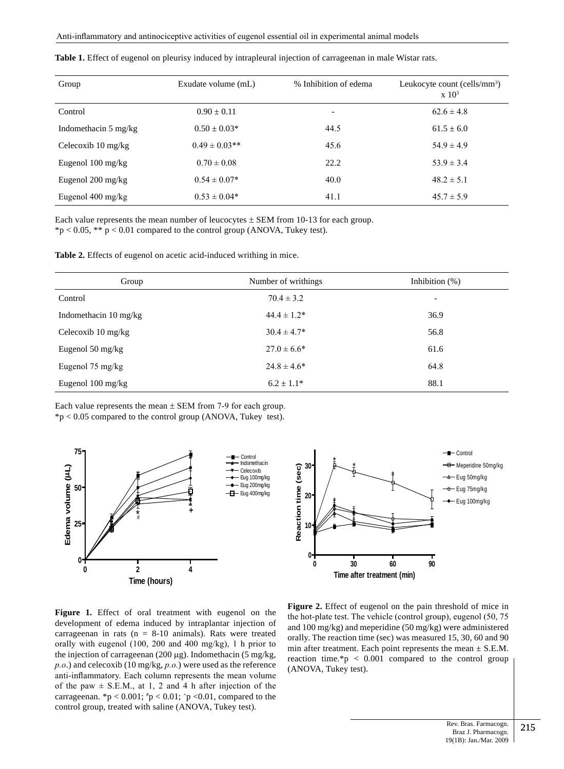**Table 1.** Effect of eugenol on pleurisy induced by intrapleural injection of carrageenan in male Wistar rats.

| Group | Exudate volume (mL) | % Inhibition of edema | Leukocyte count (cells/mm$^3$) x $10^3$ |
|---|---|---|---|
| Control | 0.90 ± 0.11 | - | 62.6 ± 4.8 |
| Indomethacin 5 mg/kg | 0.50 ± 0.03* | 44.5 | 61.5 ± 6.0 |
| Celecoxib 10 mg/kg | 0.49 ± 0.03** | 45.6 | 54.9 ± 4.9 |
| Eugenol 100 mg/kg | 0.70 ± 0.08 | 22.2 | 53.9 ± 3.4 |
| Eugenol 200 mg/kg | 0.54 ± 0.07* | 40.0 | 48.2 ± 5.1 |
| Eugenol 400 mg/kg | 0.53 ± 0.04* | 41.1 | 45.7 ± 5.9 |

Each value represents the mean number of leucocytes ± SEM from 10-13 for each group.
*$p < 0.05$, ** $p < 0.01$ compared to the control group (ANOVA, Tukey test).

**Table 2.** Effects of eugenol on acetic acid-induced writhing in mice.

| Group | Number of writhings | Inhibition (%) |
|---|---|---|
| Control | 70.4 ± 3.2 | - |
| Indomethacin 10 mg/kg | 44.4 ± 1.2* | 36.9 |
| Celecoxib 10 mg/kg | 30.4 ± 4.7* | 56.8 |
| Eugenol 50 mg/kg | 27.0 ± 6.6* | 61.6 |
| Eugenol 75 mg/kg | 24.8 ± 4.6* | 64.8 |
| Eugenol 100 mg/kg | 6.2 ± 1.1* | 88.1 |

Each value represents the mean ± SEM from 7-9 for each group.
*$p < 0.05$ compared to the control group (ANOVA, Tukey test).

**Figure 1.** Effect of oral treatment with eugenol on the development of edema induced by intraplantar injection of carrageenan in rats (n = 8-10 animals). Rats were treated orally with eugenol (100, 200 and 400 mg/kg), 1 h prior to the injection of carrageenan (200 μg). Indomethacin (5 mg/kg, *p.o.*) and celecoxib (10 mg/kg, *p.o.*) were used as the reference anti-inflammatory. Each column represents the mean volume of the paw ± S.E.M., at 1, 2 and 4 h after injection of the carrageenan. *$p < 0.001$; #$p < 0.01$; +$p < 0.01$, compared to the control group, treated with saline (ANOVA, Tukey test).

**Figure 2.** Effect of eugenol on the pain threshold of mice in the hot-plate test. The vehicle (control group), eugenol (50, 75 and 100 mg/kg) and meperidine (50 mg/kg) were administered orally. The reaction time (sec) was measured 15, 30, 60 and 90 min after treatment. Each point represents the mean ± S.E.M. reaction time.*$p < 0.001$ compared to the control group (ANOVA, Tukey test).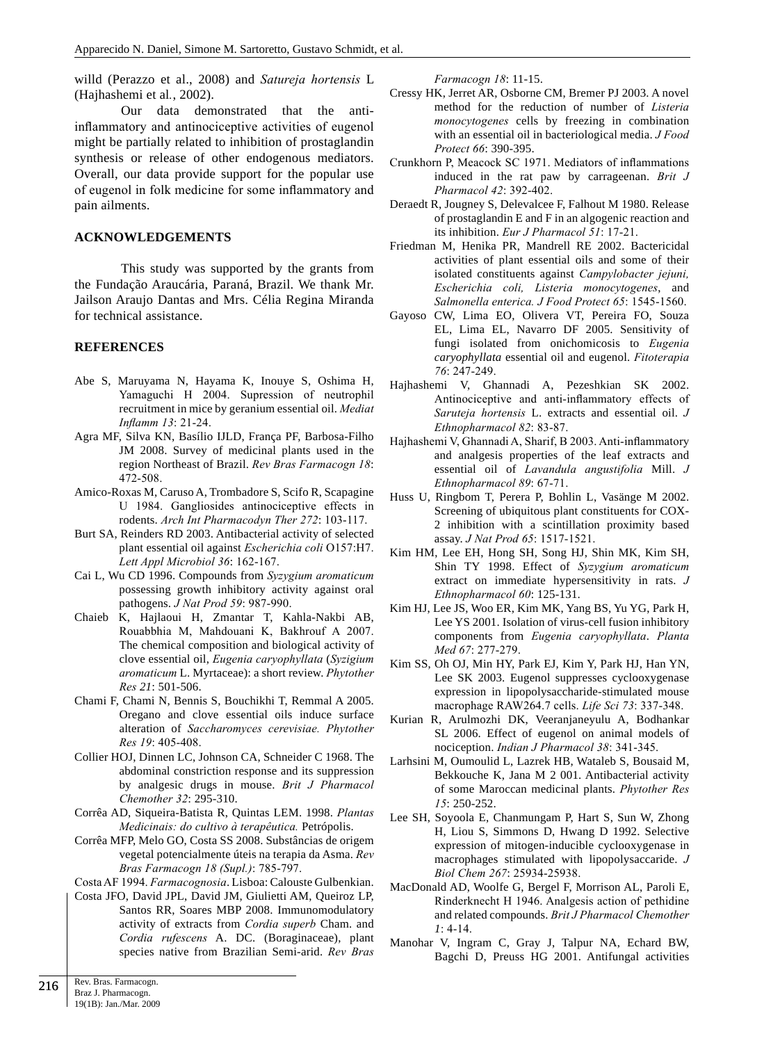willd (Perazzo et al., 2008) and *Satureja hortensis* L (Hajhashemi et al*.*, 2002).

Our data demonstrated that the anti-inflammatory and antinociceptive activities of eugenol might be partially related to inhibition of prostaglandin synthesis or release of other endogenous mediators. Overall, our data provide support for the popular use of eugenol in folk medicine for some inflammatory and pain ailments.

## ACKNOWLEDGEMENTS

This study was supported by the grants from the Fundação Araucária, Paraná, Brazil. We thank Mr. Jailson Araujo Dantas and Mrs. Célia Regina Miranda for technical assistance.

## REFERENCES

Abe S, Maruyama N, Hayama K, Inouye S, Oshima H, Yamaguchi H 2004. Supression of neutrophil recruitment in mice by geranium essential oil. *Mediat Inflamm 13*: 21-24.

Agra MF, Silva KN, Basílio IJLD, França PF, Barbosa-Filho JM 2008. Survey of medicinal plants used in the region Northeast of Brazil. *Rev Bras Farmacogn 18*: 472-508.

Amico-Roxas M, Caruso A, Trombadore S, Scifo R, Scapagine U 1984. Gangliosides antinociceptive effects in rodents. *Arch Int Pharmacodyn Ther 272*: 103-117.

Burt SA, Reinders RD 2003. Antibacterial activity of selected plant essential oil against *Escherichia coli* O157:H7. *Lett Appl Microbiol 36*: 162-167.

Cai L, Wu CD 1996. Compounds from *Syzygium aromaticum* possessing growth inhibitory activity against oral pathogens. *J Nat Prod 59*: 987-990.

Chaieb K, Hajlaoui H, Zmantar T, Kahla-Nakbi AB, Rouabbhia M, Mahdouani K, Bakhrouf A 2007. The chemical composition and biological activity of clove essential oil, *Eugenia caryophyllata* (*Syzigium aromaticum* L. Myrtaceae): a short review. *Phytother Res 21*: 501-506.

Chami F, Chami N, Bennis S, Bouchikhi T, Remmal A 2005. Oregano and clove essential oils induce surface alteration of *Saccharomyces cerevisiae. Phytother Res 19*: 405-408.

Collier HOJ, Dinnen LC, Johnson CA, Schneider C 1968. The abdominal constriction response and its suppression by analgesic drugs in mouse. *Brit J Pharmacol Chemother 32*: 295-310.

Corrêa AD, Siqueira-Batista R, Quintas LEM. 1998. *Plantas Medicinais: do cultivo à terapêutica.* Petrópolis.

Corrêa MFP, Melo GO, Costa SS 2008. Substâncias de origem vegetal potencialmente úteis na terapia da Asma. *Rev Bras Farmacogn 18 (Supl.)*: 785-797.

Costa AF 1994. *Farmacognosia*. Lisboa: Calouste Gulbenkian.

Costa JFO, David JPL, David JM, Giulietti AM, Queiroz LP, Santos RR, Soares MBP 2008. Immunomodulatory activity of extracts from *Cordia superb* Cham. and *Cordia rufescens* A. DC. (Boraginaceae), plant species native from Brazilian Semi-arid. *Rev Bras Farmacogn 18*: 11-15.

Cressy HK, Jerret AR, Osborne CM, Bremer PJ 2003. A novel method for the reduction of number of *Listeria monocytogenes* cells by freezing in combination with an essential oil in bacteriological media. *J Food Protect 66*: 390-395.

Crunkhorn P, Meacock SC 1971. Mediators of inflammations induced in the rat paw by carrageenan. *Brit J Pharmacol 42*: 392-402.

Deraedt R, Jougney S, Delevalcee F, Falhout M 1980. Release of prostaglandin E and F in an algogenic reaction and its inhibition. *Eur J Pharmacol 51*: 17-21.

Friedman M, Henika PR, Mandrell RE 2002. Bactericidal activities of plant essential oils and some of their isolated constituents against *Campylobacter jejuni, Escherichia coli, Listeria monocytogenes*, and *Salmonella enterica. J Food Protect 65*: 1545-1560.

Gayoso CW, Lima EO, Olivera VT, Pereira FO, Souza EL, Lima EL, Navarro DF 2005. Sensitivity of fungi isolated from onichomicosis to *Eugenia caryophyllata* essential oil and eugenol. *Fitoterapia 76*: 247-249.

Hajhashemi V, Ghannadi A, Pezeshkian SK 2002. Antinociceptive and anti-inflammatory effects of *Saruteja hortensis* L. extracts and essential oil. *J Ethnopharmacol 82*: 83-87.

Hajhashemi V, Ghannadi A, Sharif, B 2003. Anti-inflammatory and analgesis properties of the leaf extracts and essential oil of *Lavandula angustifolia* Mill. *J Ethnopharmacol 89*: 67-71.

Huss U, Ringbom T, Perera P, Bohlin L, Vasänge M 2002. Screening of ubiquitous plant constituents for COX-2 inhibition with a scintillation proximity based assay. *J Nat Prod 65*: 1517-1521.

Kim HM, Lee EH, Hong SH, Song HJ, Shin MK, Kim SH, Shin TY 1998. Effect of *Syzygium aromaticum* extract on immediate hypersensitivity in rats. *J Ethnopharmacol 60*: 125-131.

Kim HJ, Lee JS, Woo ER, Kim MK, Yang BS, Yu YG, Park H, Lee YS 2001. Isolation of virus-cell fusion inhibitory components from *Eugenia caryophyllata*. *Planta Med 67*: 277-279.

Kim SS, Oh OJ, Min HY, Park EJ, Kim Y, Park HJ, Han YN, Lee SK 2003. Eugenol suppresses cyclooxygenase expression in lipopolysaccharide-stimulated mouse macrophage RAW264.7 cells. *Life Sci 73*: 337-348.

Kurian R, Arulmozhi DK, Veeranjaneyulu A, Bodhankar SL 2006. Effect of eugenol on animal models of nociception. *Indian J Pharmacol 38*: 341-345.

Larhsini M, Oumoulid L, Lazrek HB, Wataleb S, Bousaid M, Bekkouche K, Jana M 2 001. Antibacterial activity of some Maroccan medicinal plants. *Phytother Res 15*: 250-252.

Lee SH, Soyoola E, Chanmungam P, Hart S, Sun W, Zhong H, Liou S, Simmons D, Hwang D 1992. Selective expression of mitogen-inducible cyclooxygenase in macrophages stimulated with lipopolysaccaride. *J Biol Chem 267*: 25934-25938.

MacDonald AD, Woolfe G, Bergel F, Morrison AL, Paroli E, Rinderknecht H 1946. Analgesis action of pethidine and related compounds. *Brit J Pharmacol Chemother 1*: 4-14.

Manohar V, Ingram C, Gray J, Talpur NA, Echard BW, Bagchi D, Preuss HG 2001. Antifungal activities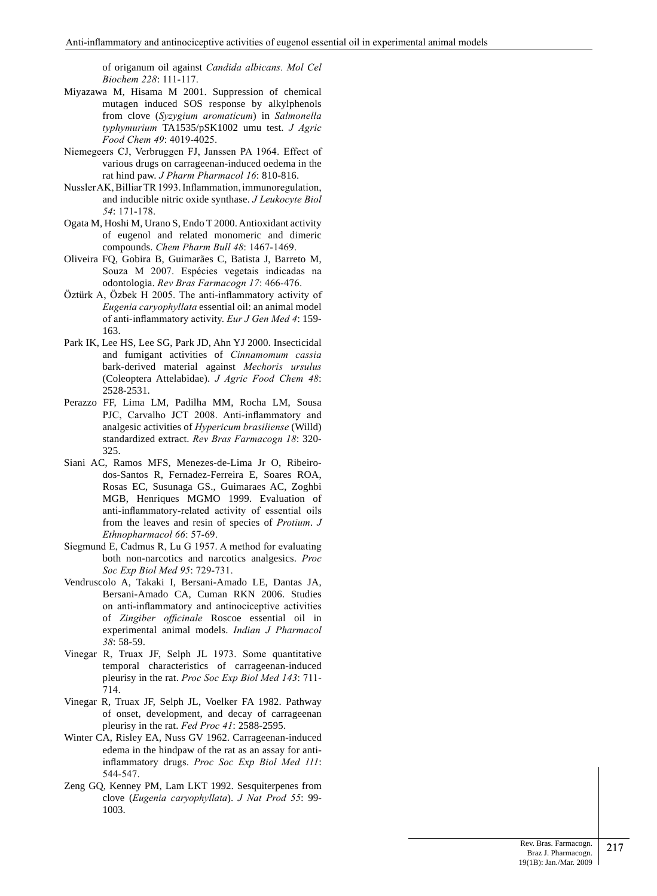of origanum oil against *Candida albicans. Mol Cel Biochem 228*: 111-117.

Miyazawa M, Hisama M 2001. Suppression of chemical mutagen induced SOS response by alkylphenols from clove (*Syzygium aromaticum*) in *Salmonella typhymurium* TA1535/pSK1002 umu test. *J Agric Food Chem 49*: 4019-4025.

Niemegeers CJ, Verbruggen FJ, Janssen PA 1964. Effect of various drugs on carrageenan-induced oedema in the rat hind paw. *J Pharm Pharmacol 16*: 810-816.

Nussler AK, Billiar TR 1993. Inflammation, immunoregulation, and inducible nitric oxide synthase. *J Leukocyte Biol 54*: 171-178.

Ogata M, Hoshi M, Urano S, Endo T 2000. Antioxidant activity of eugenol and related monomeric and dimeric compounds. *Chem Pharm Bull 48*: 1467-1469.

Oliveira FQ, Gobira B, Guimarães C, Batista J, Barreto M, Souza M 2007. Espécies vegetais indicadas na odontologia. *Rev Bras Farmacogn 17*: 466-476.

Öztürk A, Özbek H 2005. The anti-inflammatory activity of *Eugenia caryophyllata* essential oil: an animal model of anti-inflammatory activity. *Eur J Gen Med 4*: 159-163.

Park IK, Lee HS, Lee SG, Park JD, Ahn YJ 2000. Insecticidal and fumigant activities of *Cinnamomum cassia* bark-derived material against *Mechoris ursulus* (Coleoptera Attelabidae). *J Agric Food Chem 48*: 2528-2531.

Perazzo FF, Lima LM, Padilha MM, Rocha LM, Sousa PJC, Carvalho JCT 2008. Anti-inflammatory and analgesic activities of *Hypericum brasiliense* (Willd) standardized extract. *Rev Bras Farmacogn 18*: 320-325.

Siani AC, Ramos MFS, Menezes-de-Lima Jr O, Ribeiro-dos-Santos R, Fernadez-Ferreira E, Soares ROA, Rosas EC, Susunaga GS., Guimaraes AC, Zoghbi MGB, Henriques MGMO 1999. Evaluation of anti-inflammatory-related activity of essential oils from the leaves and resin of species of *Protium*. *J Ethnopharmacol 66*: 57-69.

Siegmund E, Cadmus R, Lu G 1957. A method for evaluating both non-narcotics and narcotics analgesics. *Proc Soc Exp Biol Med 95*: 729-731.

Vendruscolo A, Takaki I, Bersani-Amado LE, Dantas JA, Bersani-Amado CA, Cuman RKN 2006. Studies on anti-inflammatory and antinociceptive activities of *Zingiber officinale* Roscoe essential oil in experimental animal models. *Indian J Pharmacol 38*: 58-59.

Vinegar R, Truax JF, Selph JL 1973. Some quantitative temporal characteristics of carrageenan-induced pleurisy in the rat. *Proc Soc Exp Biol Med 143*: 711-714.

Vinegar R, Truax JF, Selph JL, Voelker FA 1982. Pathway of onset, development, and decay of carrageenan pleurisy in the rat. *Fed Proc 41*: 2588-2595.

Winter CA, Risley EA, Nuss GV 1962. Carrageenan-induced edema in the hindpaw of the rat as an assay for anti-inflammatory drugs. *Proc Soc Exp Biol Med 111*: 544-547.

Zeng GQ, Kenney PM, Lam LKT 1992. Sesquiterpenes from clove (*Eugenia caryophyllata*). *J Nat Prod 55*: 99-1003.